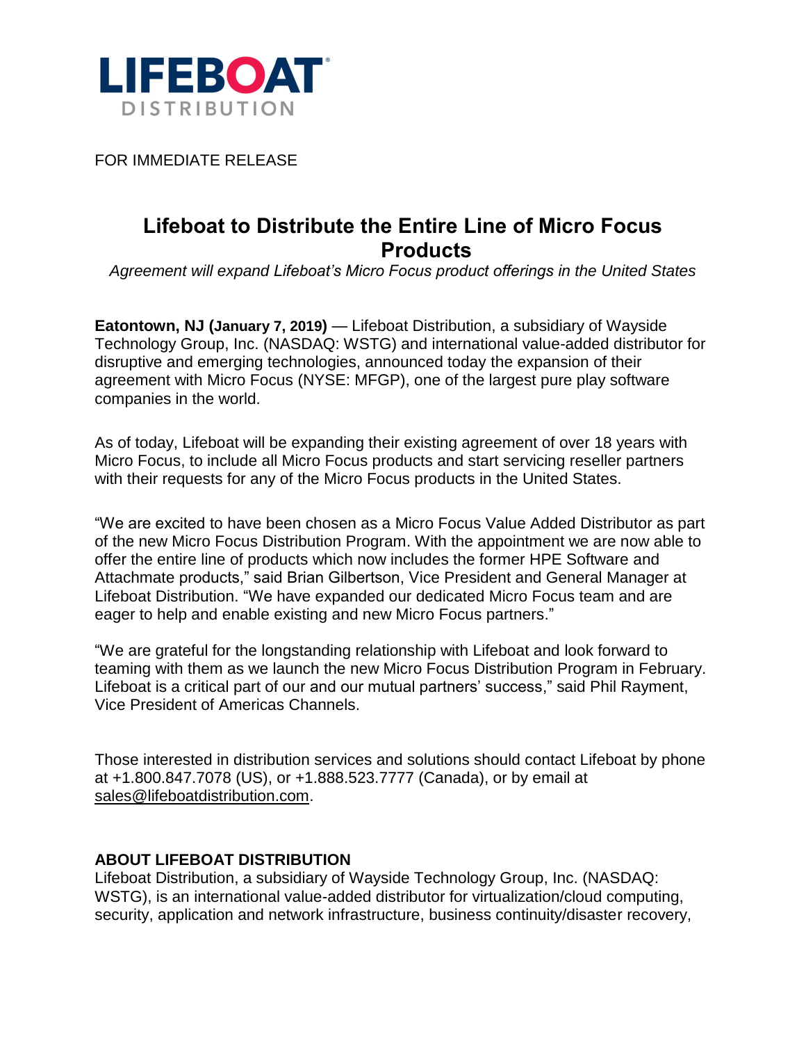FOR IMMEDIATE RELEASE

# Lifeboat to Distribute the Entire Line of Micro Focus Products

*Agreement will expand Lifeboat's Micro Focus product offerings in the United States*

**Eatontown, NJ (January 7, 2019)** — Lifeboat Distribution, a subsidiary of Wayside Technology Group, Inc. (NASDAQ: WSTG) and international value-added distributor for disruptive and emerging technologies, announced today the expansion of their agreement with Micro Focus (NYSE: MFGP), one of the largest pure play software companies in the world.

As of today, Lifeboat will be expanding their existing agreement of over 18 years with Micro Focus, to include all Micro Focus products and start servicing reseller partners with their requests for any of the Micro Focus products in the United States.

"We are excited to have been chosen as a Micro Focus Value Added Distributor as part of the new Micro Focus Distribution Program. With the appointment we are now able to offer the entire line of products which now includes the former HPE Software and Attachmate products," said Brian Gilbertson, Vice President and General Manager at Lifeboat Distribution. "We have expanded our dedicated Micro Focus team and are eager to help and enable existing and new Micro Focus partners."

"We are grateful for the longstanding relationship with Lifeboat and look forward to teaming with them as we launch the new Micro Focus Distribution Program in February. Lifeboat is a critical part of our and our mutual partners' success," said Phil Rayment, Vice President of Americas Channels.

Those interested in distribution services and solutions should contact Lifeboat by phone at +1.800.847.7078 (US), or +1.888.523.7777 (Canada), or by email at sales@lifeboatdistribution.com.

### ABOUT LIFEBOAT DISTRIBUTION

Lifeboat Distribution, a subsidiary of Wayside Technology Group, Inc. (NASDAQ: WSTG), is an international value-added distributor for virtualization/cloud computing, security, application and network infrastructure, business continuity/disaster recovery,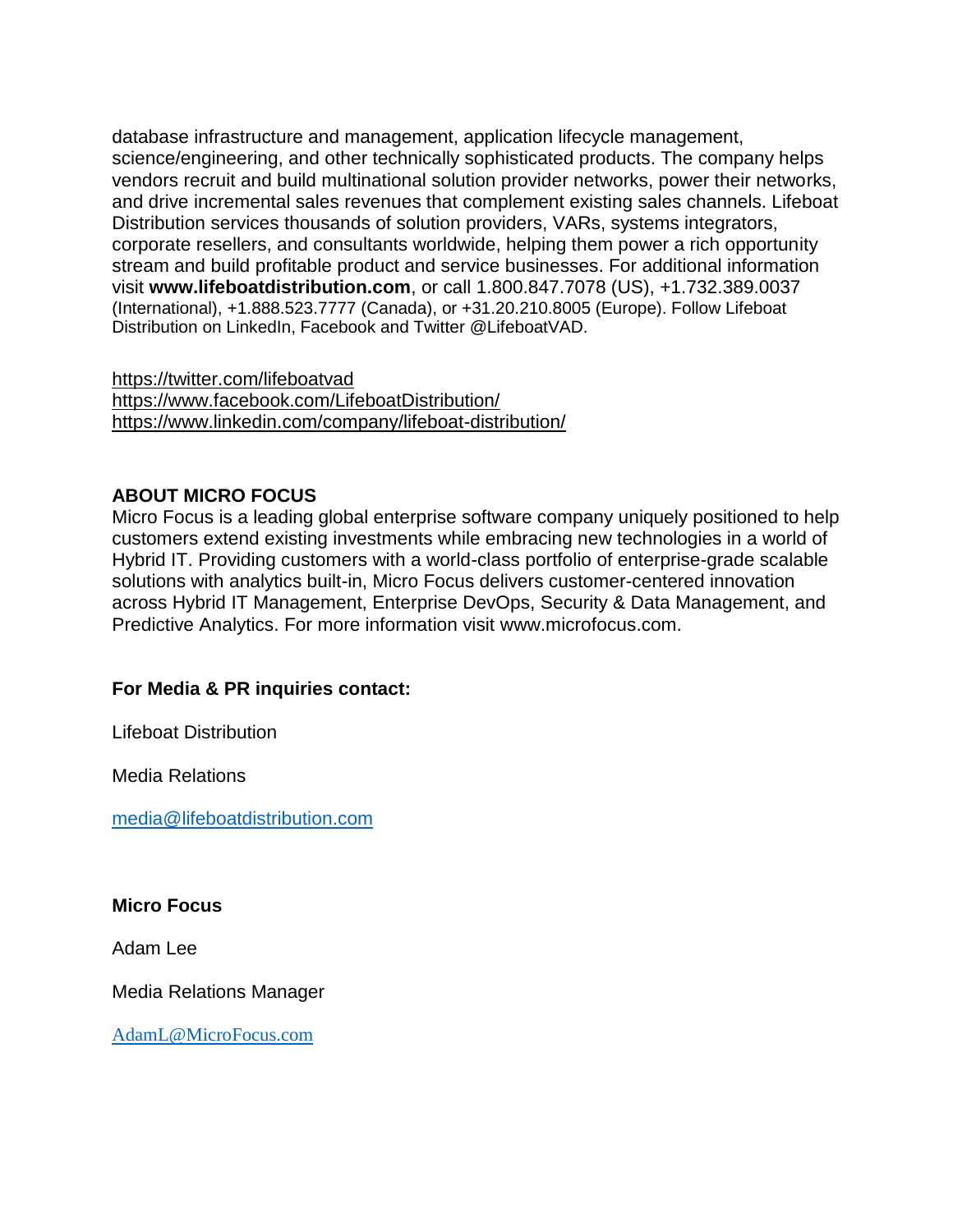database infrastructure and management, application lifecycle management, science/engineering, and other technically sophisticated products. The company helps vendors recruit and build multinational solution provider networks, power their networks, and drive incremental sales revenues that complement existing sales channels. Lifeboat Distribution services thousands of solution providers, VARs, systems integrators, corporate resellers, and consultants worldwide, helping them power a rich opportunity stream and build profitable product and service businesses. For additional information visit **www.lifeboatdistribution.com**, or call 1.800.847.7078 (US), +1.732.389.0037 (International), +1.888.523.7777 (Canada), or +31.20.210.8005 (Europe). Follow Lifeboat Distribution on LinkedIn, Facebook and Twitter @LifeboatVAD.

https://twitter.com/lifeboatvad
https://www.facebook.com/LifeboatDistribution/
https://www.linkedin.com/company/lifeboat-distribution/

**ABOUT MICRO FOCUS**

Micro Focus is a leading global enterprise software company uniquely positioned to help customers extend existing investments while embracing new technologies in a world of Hybrid IT. Providing customers with a world-class portfolio of enterprise-grade scalable solutions with analytics built-in, Micro Focus delivers customer-centered innovation across Hybrid IT Management, Enterprise DevOps, Security & Data Management, and Predictive Analytics. For more information visit www.microfocus.com.

**For Media & PR inquiries contact:**

Lifeboat Distribution

Media Relations

media@lifeboatdistribution.com

**Micro Focus**

Adam Lee

Media Relations Manager

AdamL@MicroFocus.com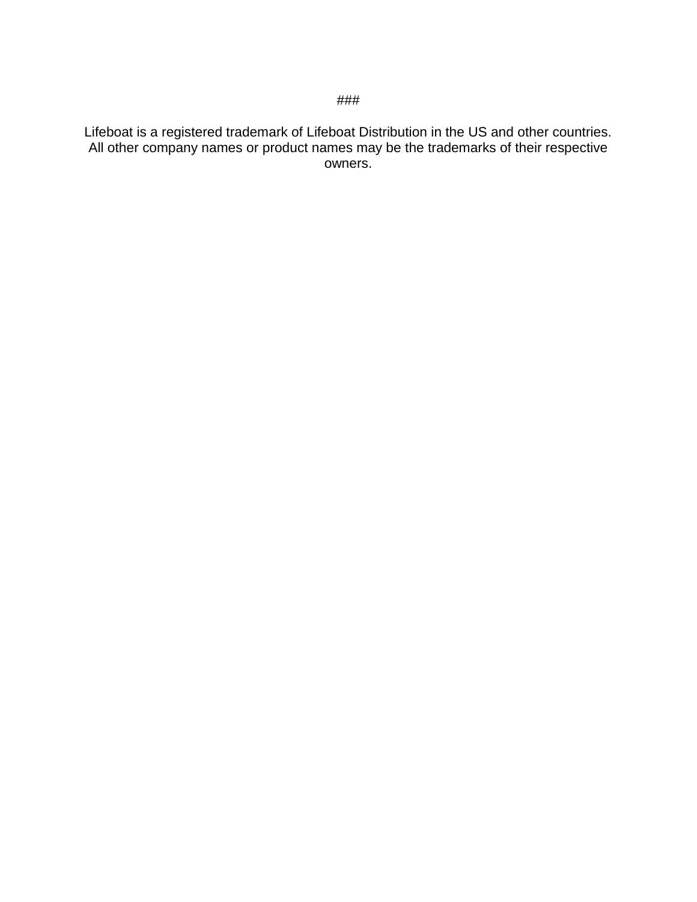###

Lifeboat is a registered trademark of Lifeboat Distribution in the US and other countries. All other company names or product names may be the trademarks of their respective owners.